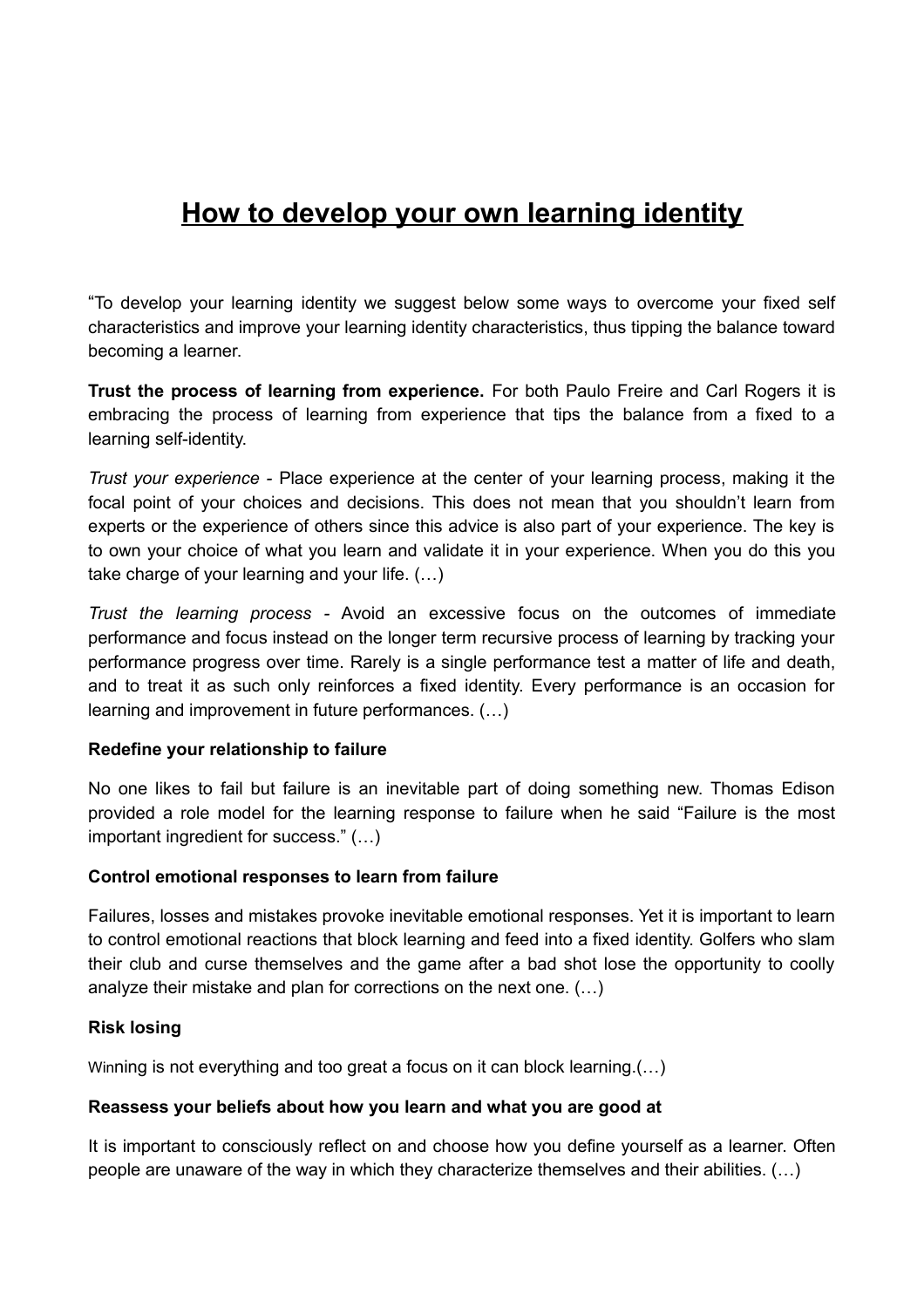# How to develop your own learning identity

"To develop your learning identity we suggest below some ways to overcome your fixed self characteristics and improve your learning identity characteristics, thus tipping the balance toward becoming a learner.

**Trust the process of learning from experience.** For both Paulo Freire and Carl Rogers it is embracing the process of learning from experience that tips the balance from a fixed to a learning self-identity.

*Trust your experience* - Place experience at the center of your learning process, making it the focal point of your choices and decisions. This does not mean that you shouldn't learn from experts or the experience of others since this advice is also part of your experience. The key is to own your choice of what you learn and validate it in your experience. When you do this you take charge of your learning and your life. (…)

*Trust the learning process* - Avoid an excessive focus on the outcomes of immediate performance and focus instead on the longer term recursive process of learning by tracking your performance progress over time. Rarely is a single performance test a matter of life and death, and to treat it as such only reinforces a fixed identity. Every performance is an occasion for learning and improvement in future performances. (…)

**Redefine your relationship to failure**

No one likes to fail but failure is an inevitable part of doing something new. Thomas Edison provided a role model for the learning response to failure when he said "Failure is the most important ingredient for success." (…)

**Control emotional responses to learn from failure**

Failures, losses and mistakes provoke inevitable emotional responses. Yet it is important to learn to control emotional reactions that block learning and feed into a fixed identity. Golfers who slam their club and curse themselves and the game after a bad shot lose the opportunity to coolly analyze their mistake and plan for corrections on the next one. (…)

**Risk losing**

Winning is not everything and too great a focus on it can block learning.(…)

**Reassess your beliefs about how you learn and what you are good at**

It is important to consciously reflect on and choose how you define yourself as a learner. Often people are unaware of the way in which they characterize themselves and their abilities. (…)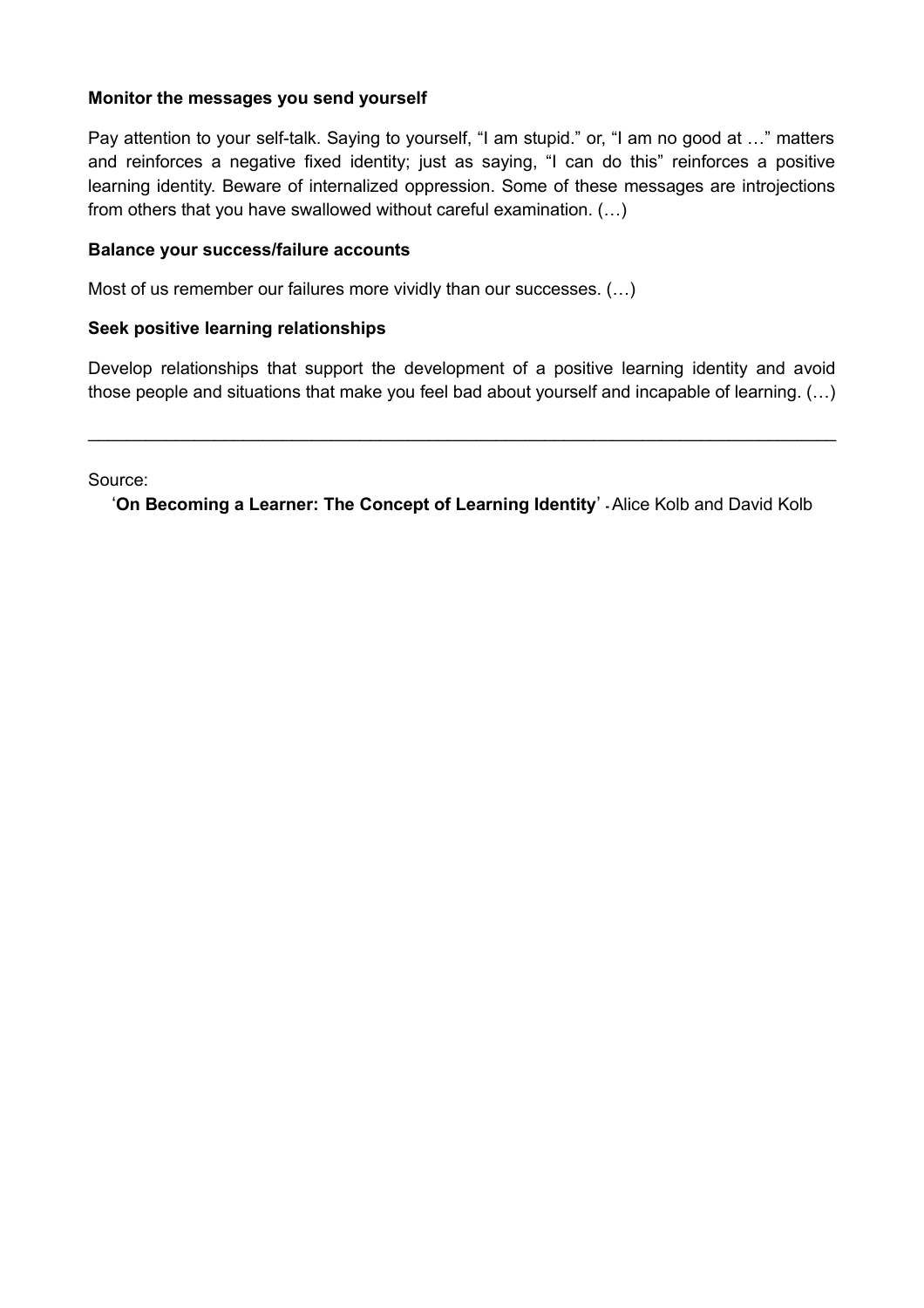**Monitor the messages you send yourself**

Pay attention to your self-talk. Saying to yourself, "I am stupid." or, "I am no good at …" matters and reinforces a negative fixed identity; just as saying, "I can do this" reinforces a positive learning identity. Beware of internalized oppression. Some of these messages are introjections from others that you have swallowed without careful examination. (…)

**Balance your success/failure accounts**

Most of us remember our failures more vividly than our successes. (…)

**Seek positive learning relationships**

Develop relationships that support the development of a positive learning identity and avoid those people and situations that make you feel bad about yourself and incapable of learning. (…)

---

Source:

'**On Becoming a Learner: The Concept of Learning Identity**' - Alice Kolb and David Kolb